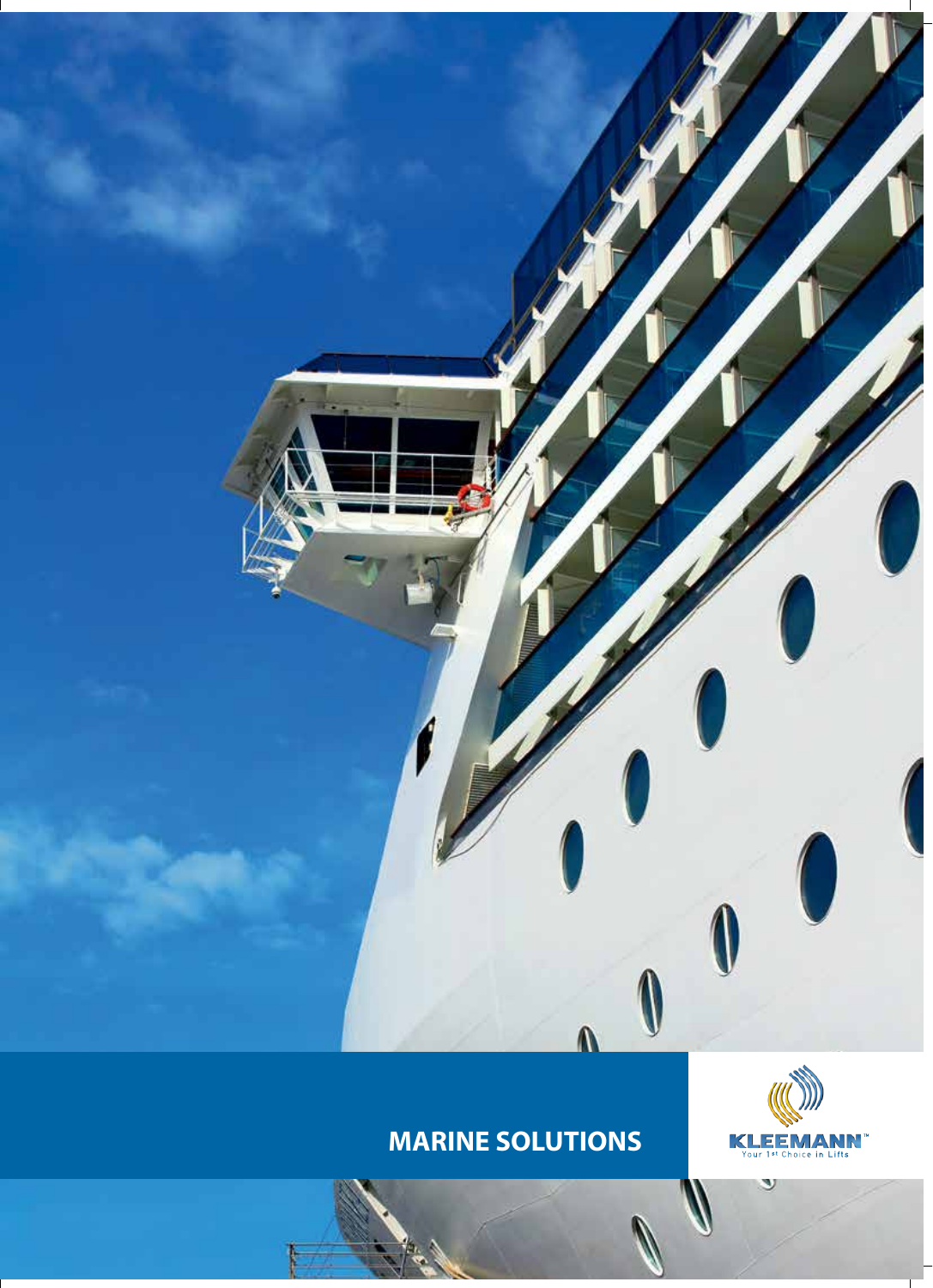# MARINE SOLUTIONS

KLEEMANN™

Your 1st Choice in Lifts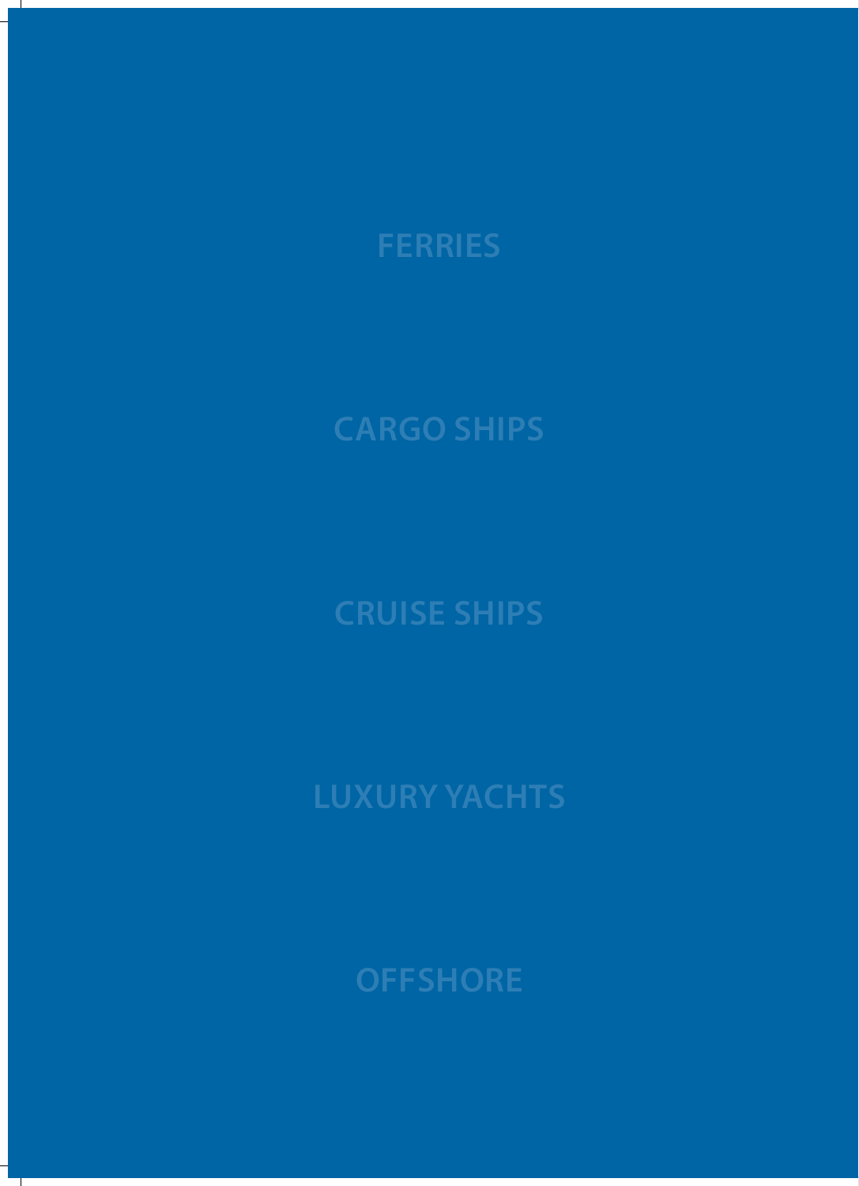FERRIES

CARGO SHIPS

CRUISE SHIPS

LUXURY YACHTS

OFFSHORE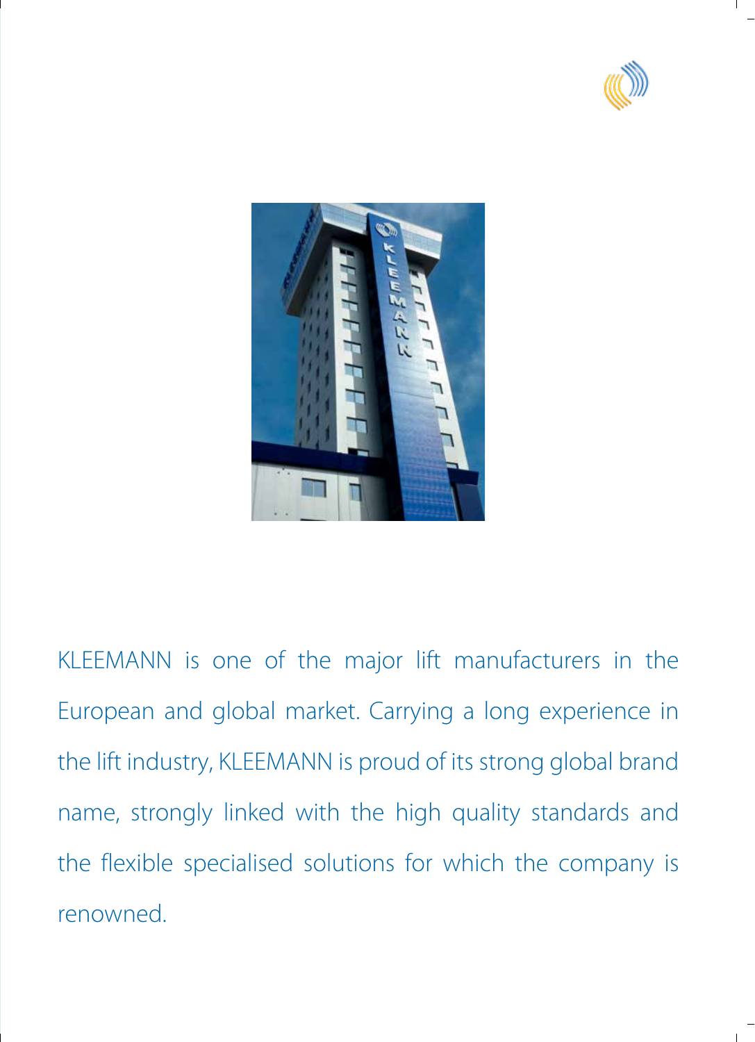KLEEMANN is one of the major lift manufacturers in the European and global market. Carrying a long experience in the lift industry, KLEEMANN is proud of its strong global brand name, strongly linked with the high quality standards and the flexible specialised solutions for which the company is renowned.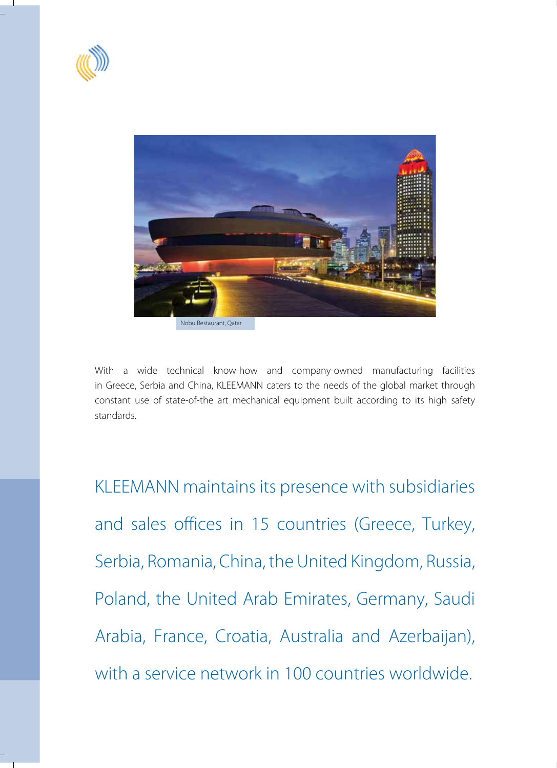Nobu Restaurant, Qatar

With a wide technical know-how and company-owned manufacturing facilities in Greece, Serbia and China, KLEEMANN caters to the needs of the global market through constant use of state-of-the art mechanical equipment built according to its high safety standards.

KLEEMANN maintains its presence with subsidiaries and sales offices in 15 countries (Greece, Turkey, Serbia, Romania, China, the United Kingdom, Russia, Poland, the United Arab Emirates, Germany, Saudi Arabia, France, Croatia, Australia and Azerbaijan), with a service network in 100 countries worldwide.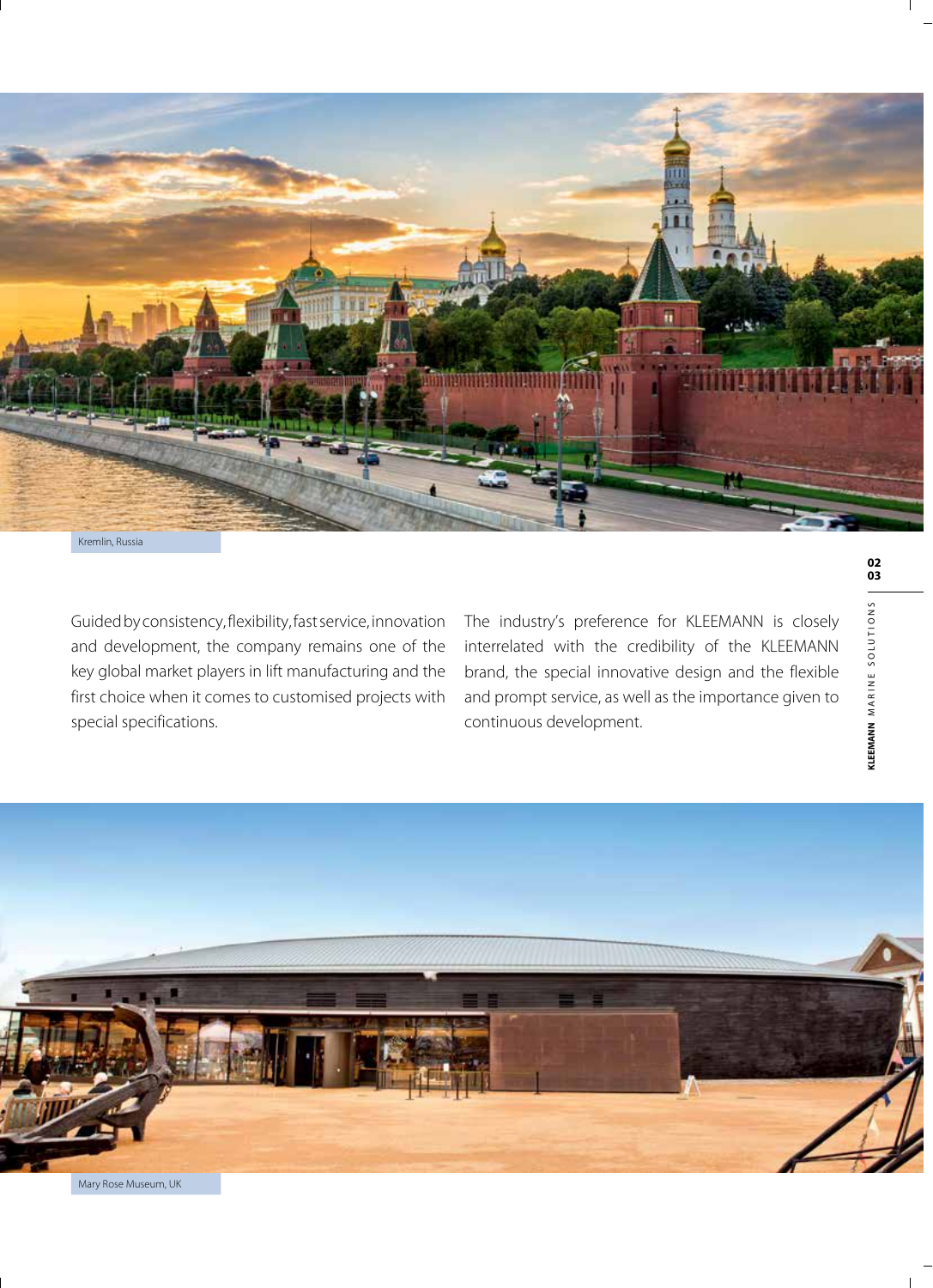Kremlin, Russia

Guided by consistency, flexibility, fast service, innovation and development, the company remains one of the key global market players in lift manufacturing and the first choice when it comes to customised projects with special specifications.

The industry's preference for KLEEMANN is closely interrelated with the credibility of the KLEEMANN brand, the special innovative design and the flexible and prompt service, as well as the importance given to continuous development.

Mary Rose Museum, UK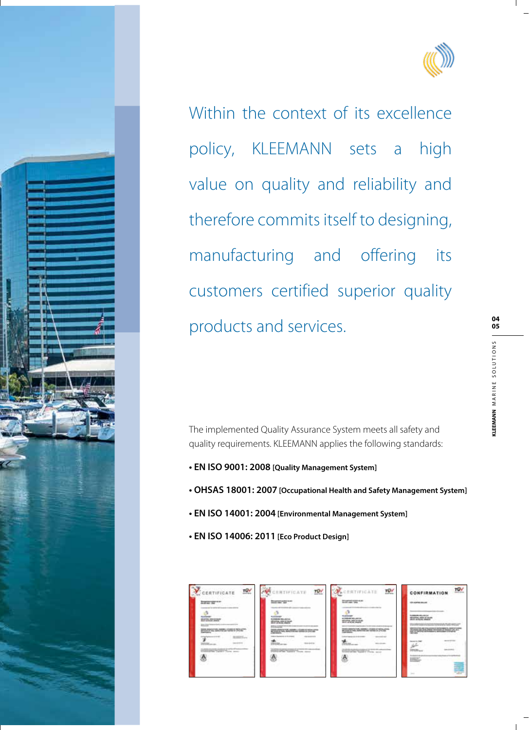Within the context of its excellence policy, KLEEMANN sets a high value on quality and reliability and therefore commits itself to designing, manufacturing and offering its customers certified superior quality products and services.

The implemented Quality Assurance System meets all safety and quality requirements. KLEEMANN applies the following standards:

- **EN ISO 9001: 2008 [Quality Management System]**
- **OHSAS 18001: 2007 [Occupational Health and Safety Management System]**
- **EN ISO 14001: 2004 [Environmental Management System]**
- **EN ISO 14006: 2011 [Eco Product Design]**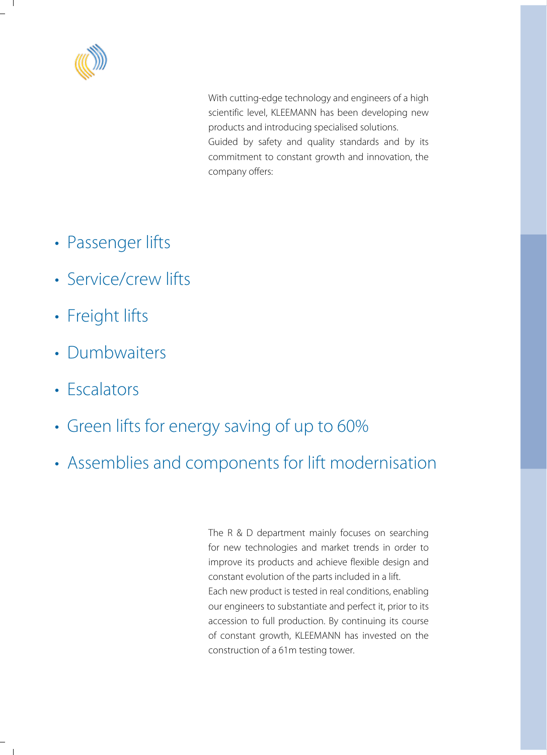With cutting-edge technology and engineers of a high scientific level, KLEEMANN has been developing new products and introducing specialised solutions.
Guided by safety and quality standards and by its commitment to constant growth and innovation, the company offers:

- Passenger lifts
- Service/crew lifts
- Freight lifts
- Dumbwaiters
- Escalators
- Green lifts for energy saving of up to 60%
- Assemblies and components for lift modernisation

The R & D department mainly focuses on searching for new technologies and market trends in order to improve its products and achieve flexible design and constant evolution of the parts included in a lift.
Each new product is tested in real conditions, enabling our engineers to substantiate and perfect it, prior to its accession to full production. By continuing its course of constant growth, KLEEMANN has invested on the construction of a 61m testing tower.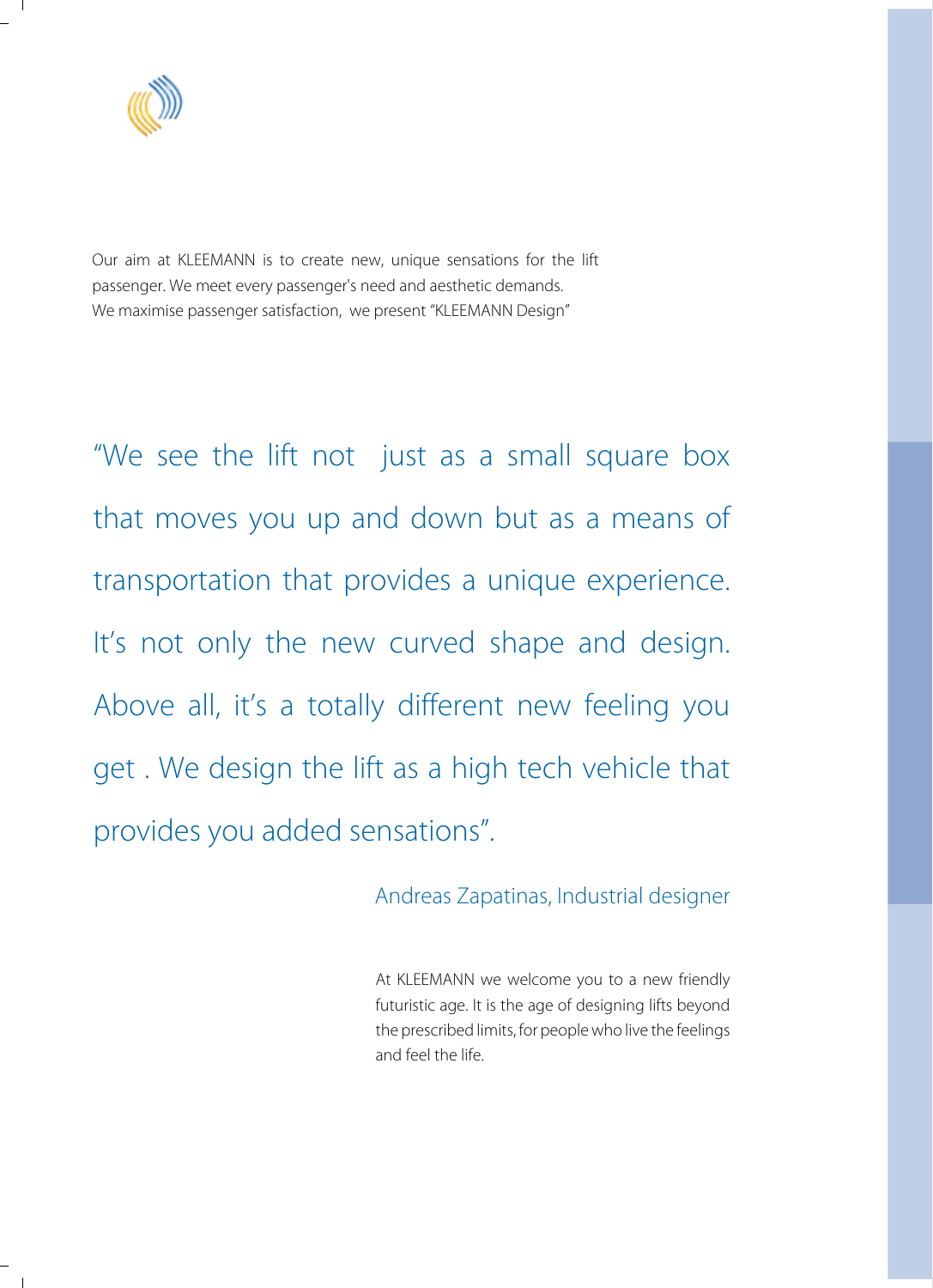Our aim at KLEEMANN is to create new, unique sensations for the lift passenger. We meet every passenger's need and aesthetic demands. We maximise passenger satisfaction, we present "KLEEMANN Design"

"We see the lift not just as a small square box that moves you up and down but as a means of transportation that provides a unique experience. It's not only the new curved shape and design. Above all, it's a totally different new feeling you get . We design the lift as a high tech vehicle that provides you added sensations".

Andreas Zapatinas, Industrial designer

At KLEEMANN we welcome you to a new friendly futuristic age. It is the age of designing lifts beyond the prescribed limits, for people who live the feelings and feel the life.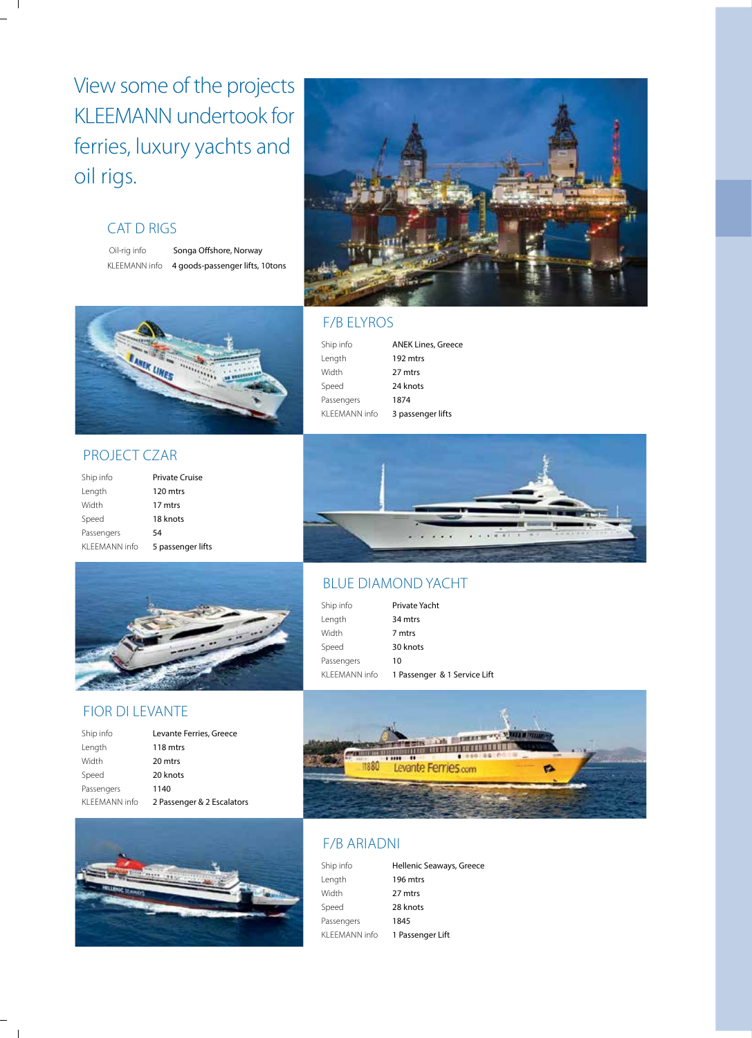# View some of the projects KLEEMANN undertook for ferries, luxury yachts and oil rigs.

## CAT D RIGS

| | |
|---|---|
| Oil-rig info | Songa Offshore, Norway |
| KLEEMANN info | 4 goods-passenger lifts, 10tons |

## F/B ELYROS

| | |
|---|---|
| Ship info | ANEK Lines, Greece |
| Length | 192 mtrs |
| Width | 27 mtrs |
| Speed | 24 knots |
| Passengers | 1874 |
| KLEEMANN info | 3 passenger lifts |

## PROJECT CZAR

| | |
|---|---|
| Ship info | Private Cruise |
| Length | 120 mtrs |
| Width | 17 mtrs |
| Speed | 18 knots |
| Passengers | 54 |
| KLEEMANN info | 5 passenger lifts |

## BLUE DIAMOND YACHT

| | |
|---|---|
| Ship info | Private Yacht |
| Length | 34 mtrs |
| Width | 7 mtrs |
| Speed | 30 knots |
| Passengers | 10 |
| KLEEMANN info | 1 Passenger & 1 Service Lift |

## FIOR DI LEVANTE

| | |
|---|---|
| Ship info | Levante Ferries, Greece |
| Length | 118 mtrs |
| Width | 20 mtrs |
| Speed | 20 knots |
| Passengers | 1140 |
| KLEEMANN info | 2 Passenger & 2 Escalators |

## F/B ARIADNI

| | |
|---|---|
| Ship info | Hellenic Seaways, Greece |
| Length | 196 mtrs |
| Width | 27 mtrs |
| Speed | 28 knots |
| Passengers | 1845 |
| KLEEMANN info | 1 Passenger Lift |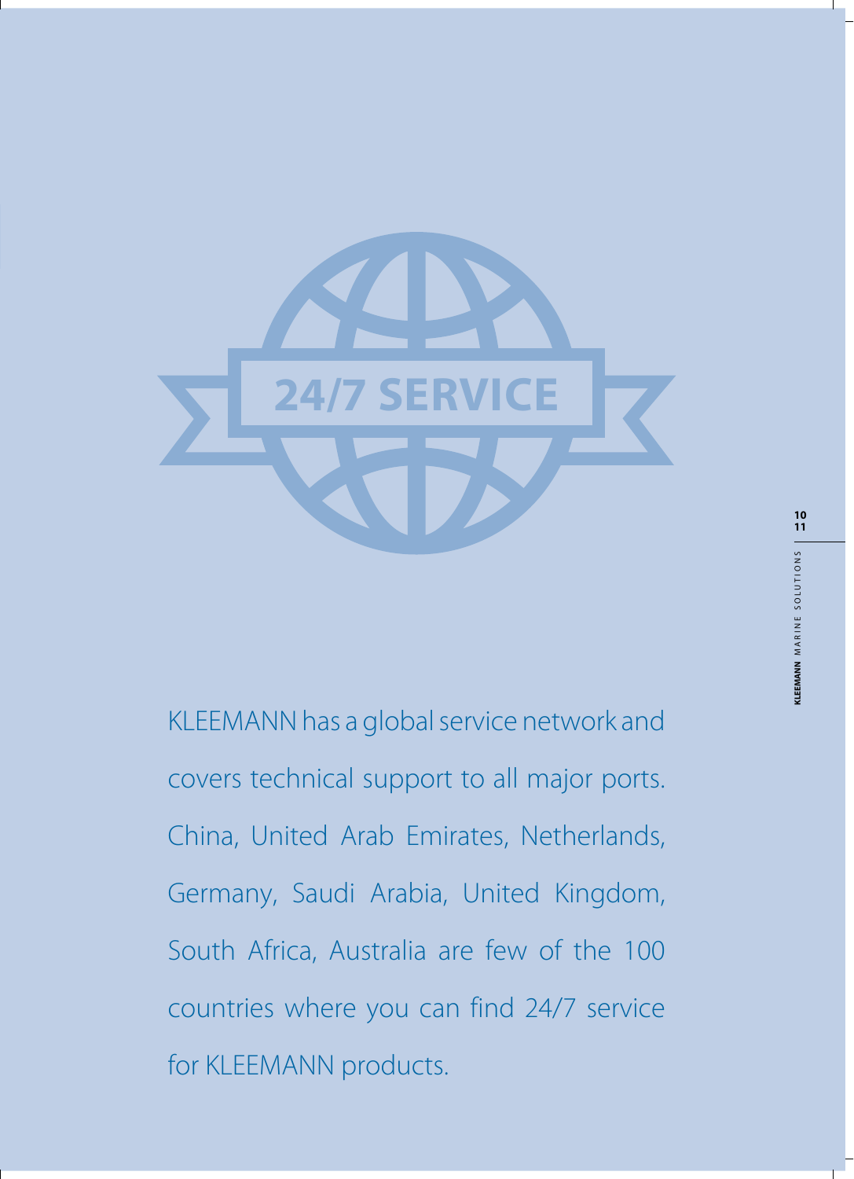**24/7 SERVICE**

KLEEMANN has a global service network and covers technical support to all major ports. China, United Arab Emirates, Netherlands, Germany, Saudi Arabia, United Kingdom, South Africa, Australia are few of the 100 countries where you can find 24/7 service for KLEEMANN products.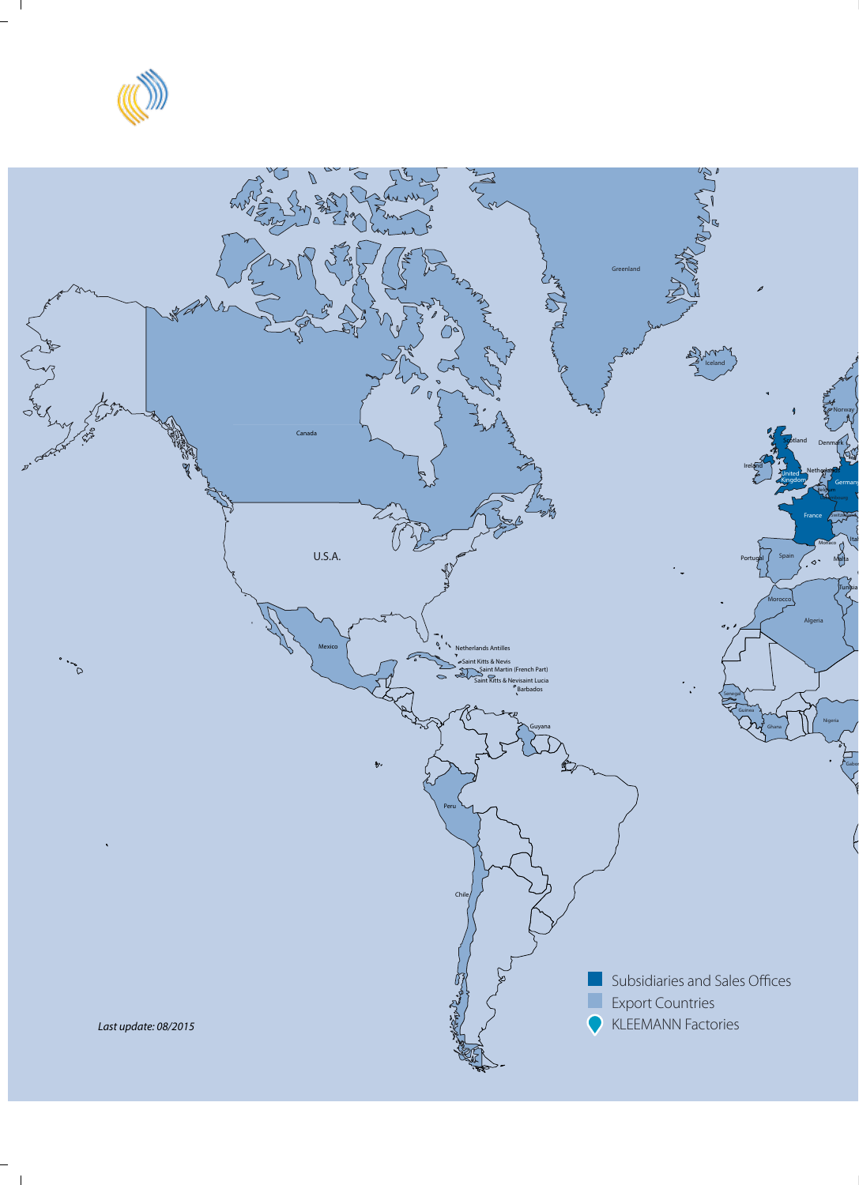Greenland

Iceland

Canada

U.S.A.

Mexico

Netherlands Antilles

Saint Kitts & Nevis

Saint Martin (French Part)

Saint Kitts & Nevisaint Lucia

Barbados

Guyana

Peru

Chile

Norway

Scotland

Denmark

Ireland

United Kingdom

Netherlands

Germany

Belgium

Luxembourg

France

Switzerland

Monaco

Italy

Portugal

Spain

Malta

Tunisia

Morocco

Algeria

Senegal

Guinea

Ghana

Nigeria

Gabon

Subsidiaries and Sales Offices

Export Countries

KLEEMANN Factories

*Last update: 08/2015*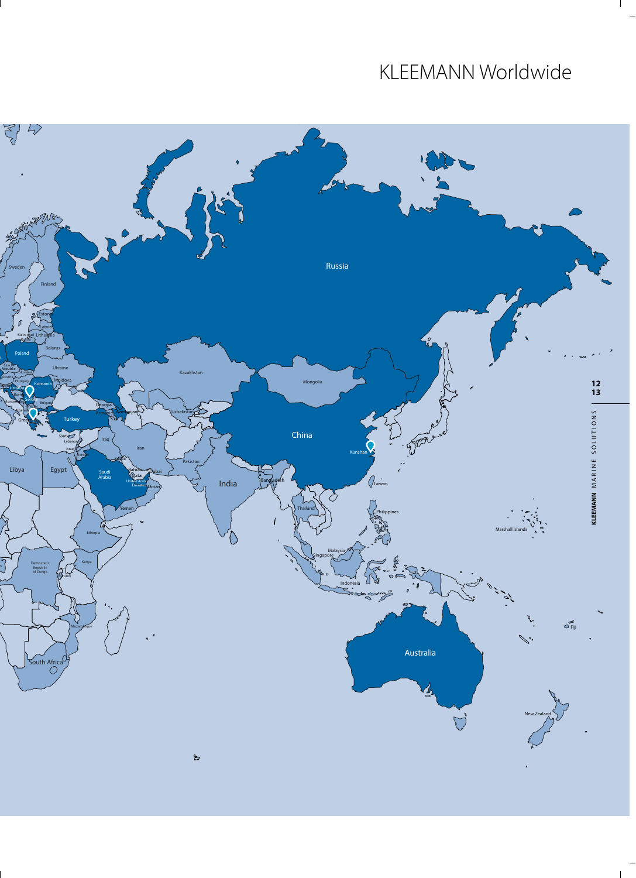# KLEEMANN Worldwide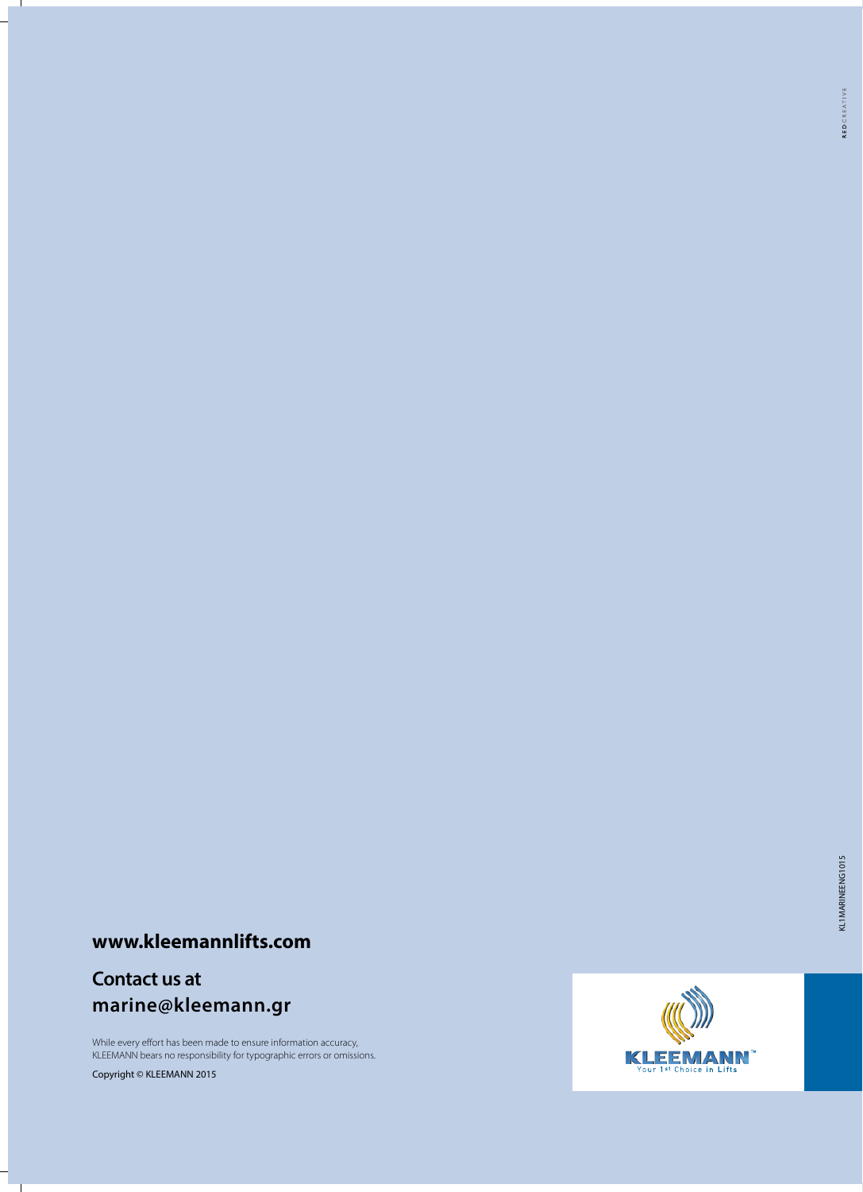**www.kleemannlifts.com**

**Contact us at**
**marine@kleemann.gr**

While every effort has been made to ensure information accuracy, KLEEMANN bears no responsibility for typographic errors or omissions.

Copyright © KLEEMANN 2015

KLEEMANN™
Your 1st Choice in Lifts

KL1MARINEENG1015

RED CREATIVE